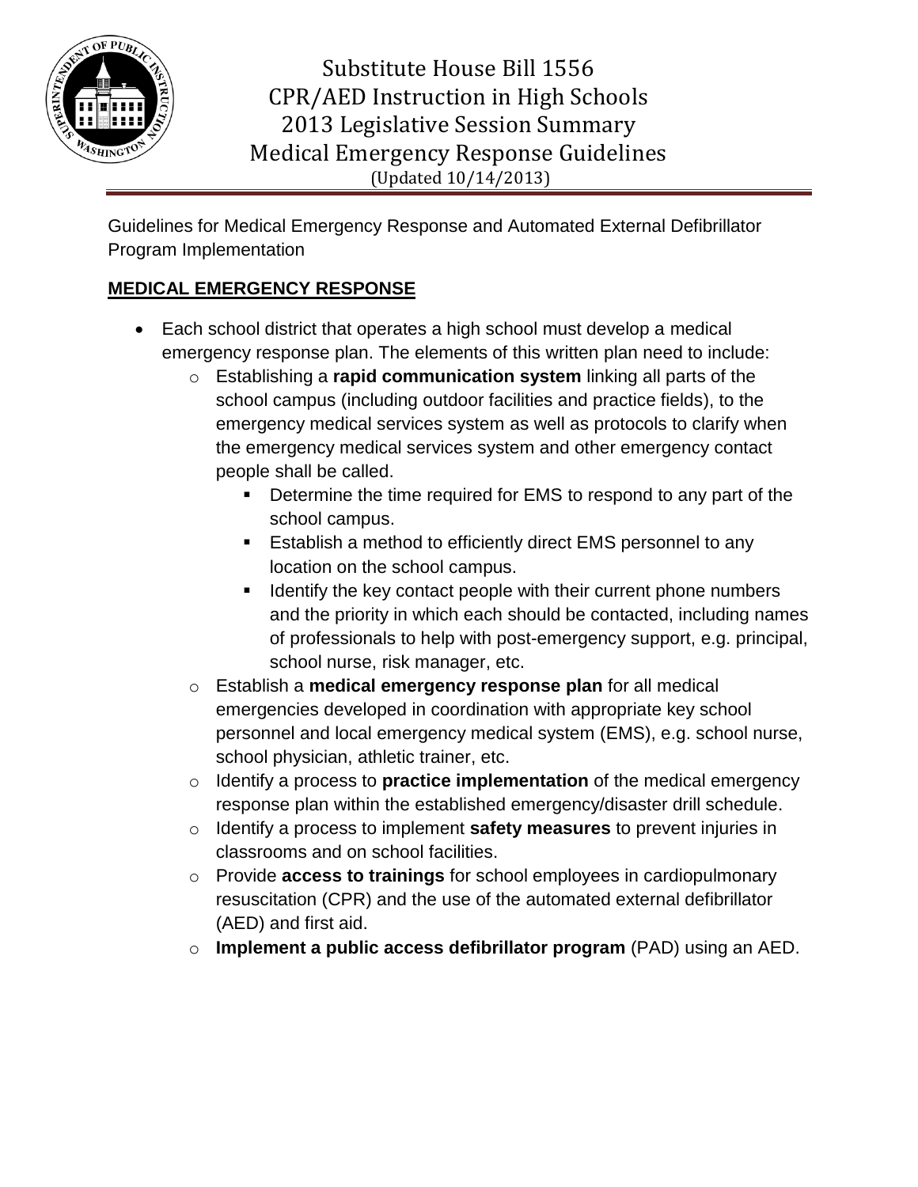# Substitute House Bill 1556
# CPR/AED Instruction in High Schools
# 2013 Legislative Session Summary
# Medical Emergency Response Guidelines

(Updated 10/14/2013)

Guidelines for Medical Emergency Response and Automated External Defibrillator Program Implementation

## MEDICAL EMERGENCY RESPONSE

- Each school district that operates a high school must develop a medical emergency response plan. The elements of this written plan need to include:
  - Establishing a **rapid communication system** linking all parts of the school campus (including outdoor facilities and practice fields), to the emergency medical services system as well as protocols to clarify when the emergency medical services system and other emergency contact people shall be called.
    - Determine the time required for EMS to respond to any part of the school campus.
    - Establish a method to efficiently direct EMS personnel to any location on the school campus.
    - Identify the key contact people with their current phone numbers and the priority in which each should be contacted, including names of professionals to help with post-emergency support, e.g. principal, school nurse, risk manager, etc.
  - Establish a **medical emergency response plan** for all medical emergencies developed in coordination with appropriate key school personnel and local emergency medical system (EMS), e.g. school nurse, school physician, athletic trainer, etc.
  - Identify a process to **practice implementation** of the medical emergency response plan within the established emergency/disaster drill schedule.
  - Identify a process to implement **safety measures** to prevent injuries in classrooms and on school facilities.
  - Provide **access to trainings** for school employees in cardiopulmonary resuscitation (CPR) and the use of the automated external defibrillator (AED) and first aid.
  - **Implement a public access defibrillator program** (PAD) using an AED.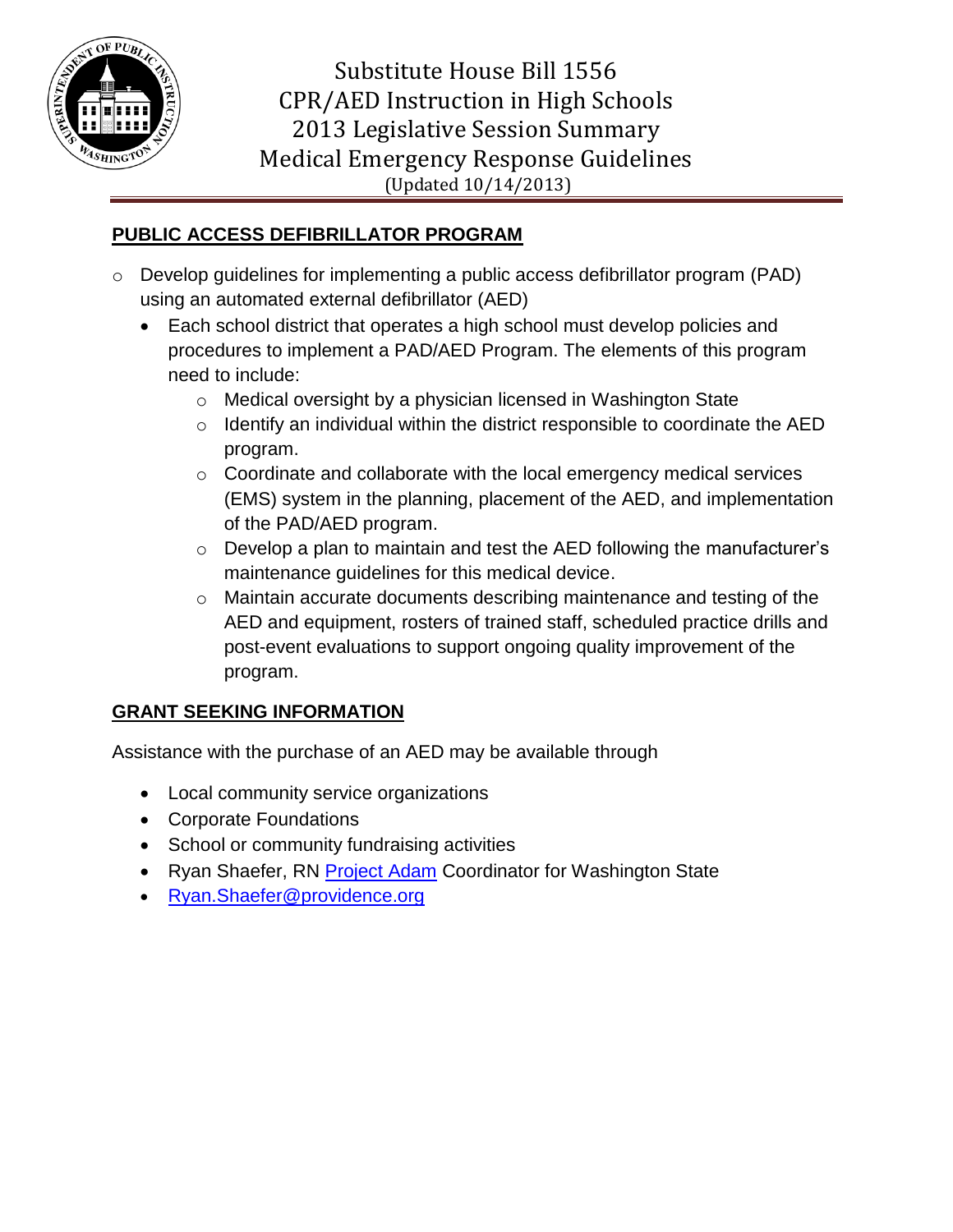# Substitute House Bill 1556
# CPR/AED Instruction in High Schools
# 2013 Legislative Session Summary
# Medical Emergency Response Guidelines

(Updated 10/14/2013)

## PUBLIC ACCESS DEFIBRILLATOR PROGRAM

- Develop guidelines for implementing a public access defibrillator program (PAD) using an automated external defibrillator (AED)
  - Each school district that operates a high school must develop policies and procedures to implement a PAD/AED Program. The elements of this program need to include:
    - Medical oversight by a physician licensed in Washington State
    - Identify an individual within the district responsible to coordinate the AED program.
    - Coordinate and collaborate with the local emergency medical services (EMS) system in the planning, placement of the AED, and implementation of the PAD/AED program.
    - Develop a plan to maintain and test the AED following the manufacturer's maintenance guidelines for this medical device.
    - Maintain accurate documents describing maintenance and testing of the AED and equipment, rosters of trained staff, scheduled practice drills and post-event evaluations to support ongoing quality improvement of the program.

## GRANT SEEKING INFORMATION

Assistance with the purchase of an AED may be available through

- Local community service organizations
- Corporate Foundations
- School or community fundraising activities
- Ryan Shaefer, RN Project Adam Coordinator for Washington State
- Ryan.Shaefer@providence.org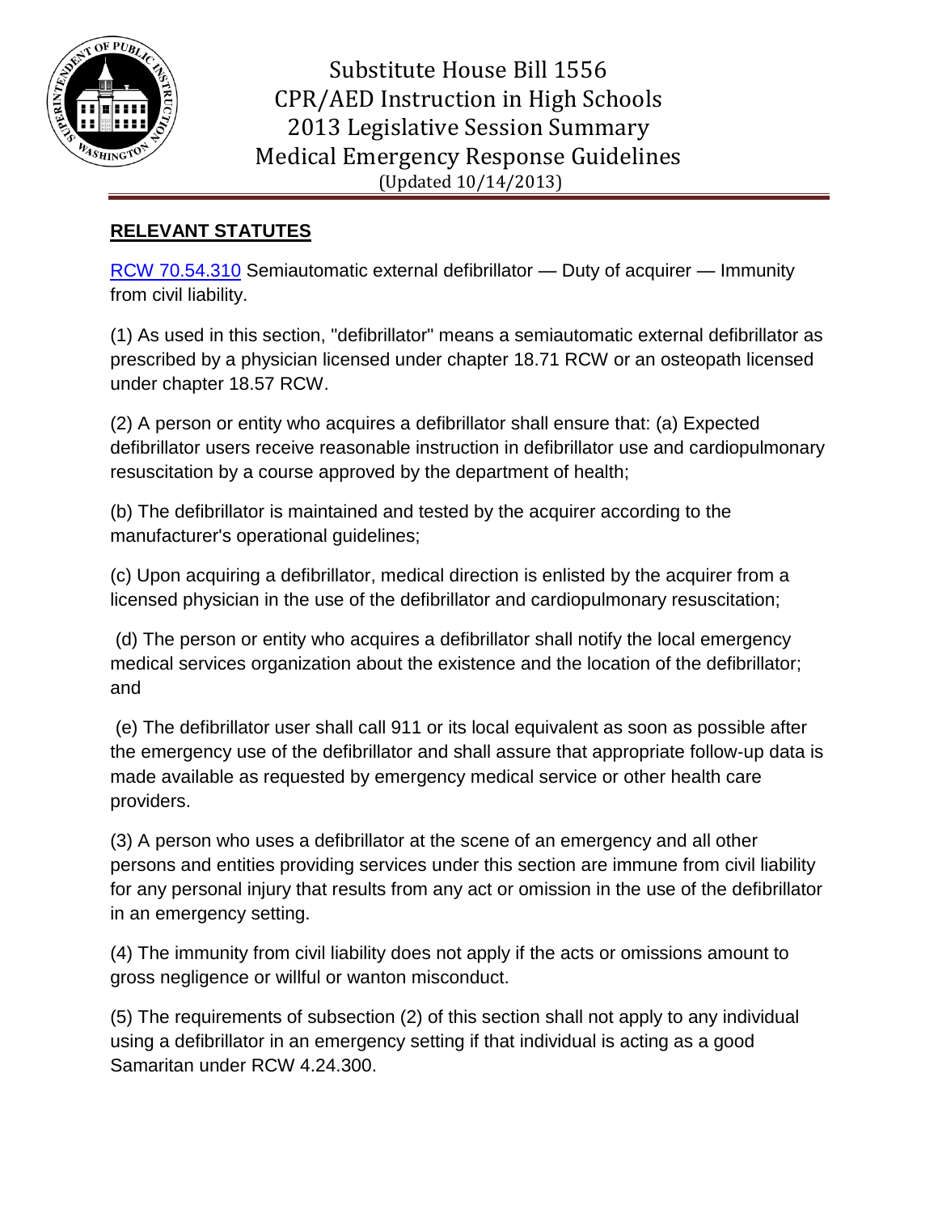**RELEVANT STATUTES**

RCW 70.54.310 Semiautomatic external defibrillator — Duty of acquirer — Immunity from civil liability.

(1) As used in this section, "defibrillator" means a semiautomatic external defibrillator as prescribed by a physician licensed under chapter 18.71 RCW or an osteopath licensed under chapter 18.57 RCW.

(2) A person or entity who acquires a defibrillator shall ensure that: (a) Expected defibrillator users receive reasonable instruction in defibrillator use and cardiopulmonary resuscitation by a course approved by the department of health;

(b) The defibrillator is maintained and tested by the acquirer according to the manufacturer's operational guidelines;

(c) Upon acquiring a defibrillator, medical direction is enlisted by the acquirer from a licensed physician in the use of the defibrillator and cardiopulmonary resuscitation;

(d) The person or entity who acquires a defibrillator shall notify the local emergency medical services organization about the existence and the location of the defibrillator; and

(e) The defibrillator user shall call 911 or its local equivalent as soon as possible after the emergency use of the defibrillator and shall assure that appropriate follow-up data is made available as requested by emergency medical service or other health care providers.

(3) A person who uses a defibrillator at the scene of an emergency and all other persons and entities providing services under this section are immune from civil liability for any personal injury that results from any act or omission in the use of the defibrillator in an emergency setting.

(4) The immunity from civil liability does not apply if the acts or omissions amount to gross negligence or willful or wanton misconduct.

(5) The requirements of subsection (2) of this section shall not apply to any individual using a defibrillator in an emergency setting if that individual is acting as a good Samaritan under RCW 4.24.300.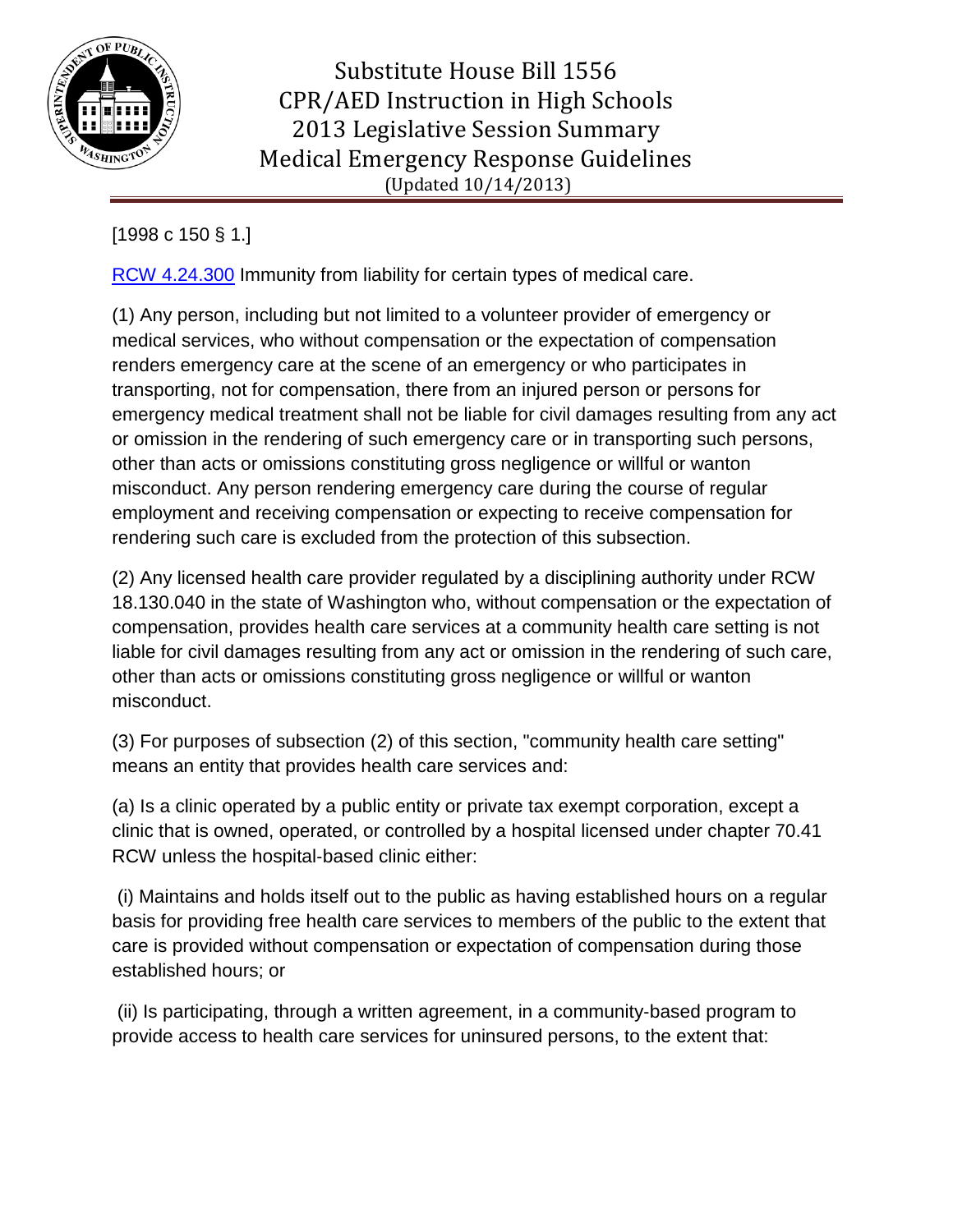[1998 c 150 § 1.]

RCW 4.24.300 Immunity from liability for certain types of medical care.

(1) Any person, including but not limited to a volunteer provider of emergency or medical services, who without compensation or the expectation of compensation renders emergency care at the scene of an emergency or who participates in transporting, not for compensation, there from an injured person or persons for emergency medical treatment shall not be liable for civil damages resulting from any act or omission in the rendering of such emergency care or in transporting such persons, other than acts or omissions constituting gross negligence or willful or wanton misconduct. Any person rendering emergency care during the course of regular employment and receiving compensation or expecting to receive compensation for rendering such care is excluded from the protection of this subsection.

(2) Any licensed health care provider regulated by a disciplining authority under RCW 18.130.040 in the state of Washington who, without compensation or the expectation of compensation, provides health care services at a community health care setting is not liable for civil damages resulting from any act or omission in the rendering of such care, other than acts or omissions constituting gross negligence or willful or wanton misconduct.

(3) For purposes of subsection (2) of this section, "community health care setting" means an entity that provides health care services and:

(a) Is a clinic operated by a public entity or private tax exempt corporation, except a clinic that is owned, operated, or controlled by a hospital licensed under chapter 70.41 RCW unless the hospital-based clinic either:

(i) Maintains and holds itself out to the public as having established hours on a regular basis for providing free health care services to members of the public to the extent that care is provided without compensation or expectation of compensation during those established hours; or

(ii) Is participating, through a written agreement, in a community-based program to provide access to health care services for uninsured persons, to the extent that: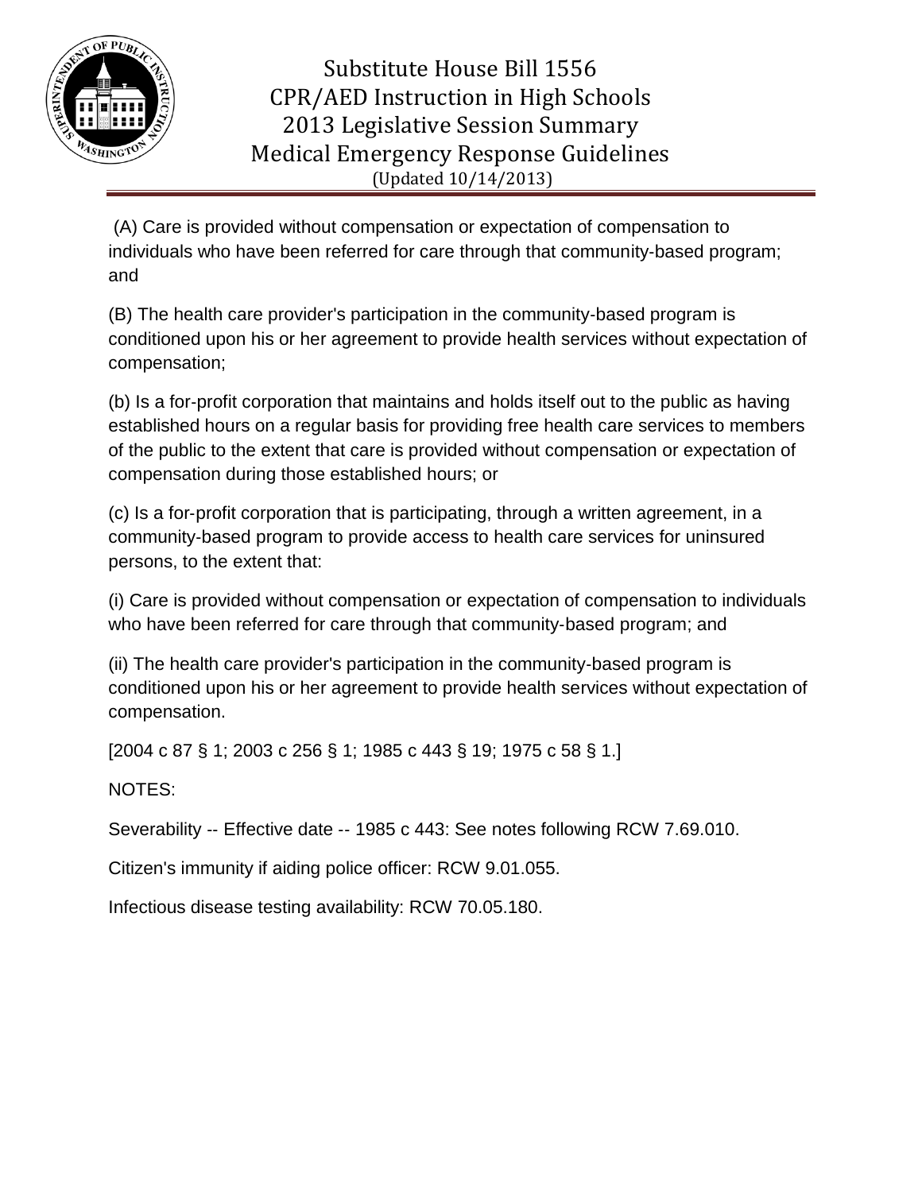(A) Care is provided without compensation or expectation of compensation to individuals who have been referred for care through that community-based program; and

(B) The health care provider's participation in the community-based program is conditioned upon his or her agreement to provide health services without expectation of compensation;

(b) Is a for-profit corporation that maintains and holds itself out to the public as having established hours on a regular basis for providing free health care services to members of the public to the extent that care is provided without compensation or expectation of compensation during those established hours; or

(c) Is a for-profit corporation that is participating, through a written agreement, in a community-based program to provide access to health care services for uninsured persons, to the extent that:

(i) Care is provided without compensation or expectation of compensation to individuals who have been referred for care through that community-based program; and

(ii) The health care provider's participation in the community-based program is conditioned upon his or her agreement to provide health services without expectation of compensation.

[2004 c 87 § 1; 2003 c 256 § 1; 1985 c 443 § 19; 1975 c 58 § 1.]

NOTES:

Severability -- Effective date -- 1985 c 443: See notes following RCW 7.69.010.

Citizen's immunity if aiding police officer: RCW 9.01.055.

Infectious disease testing availability: RCW 70.05.180.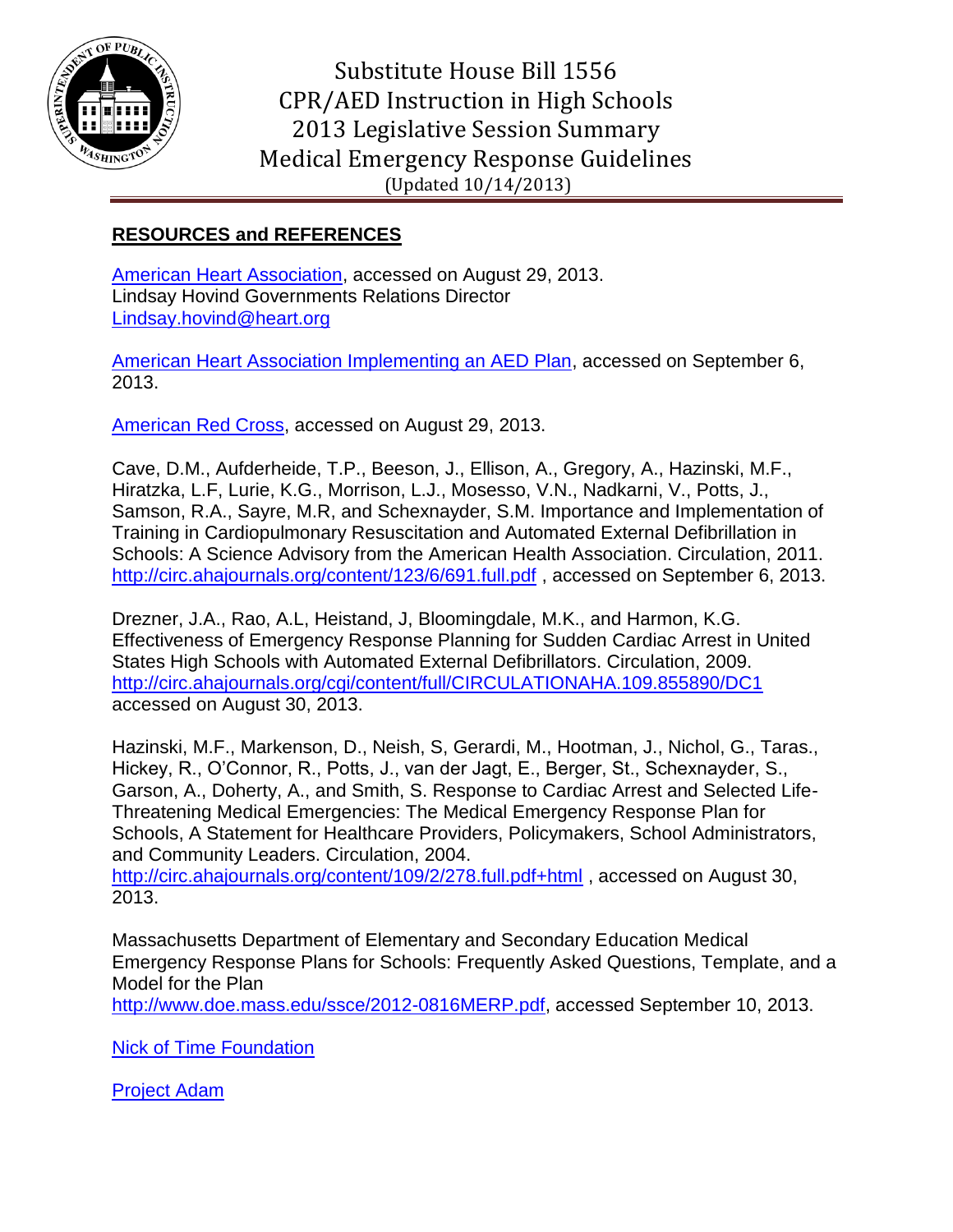# Substitute House Bill 1556
# CPR/AED Instruction in High Schools
# 2013 Legislative Session Summary
# Medical Emergency Response Guidelines

(Updated 10/14/2013)

## RESOURCES and REFERENCES

American Heart Association, accessed on August 29, 2013.
Lindsay Hovind Governments Relations Director
Lindsay.hovind@heart.org

American Heart Association Implementing an AED Plan, accessed on September 6, 2013.

American Red Cross, accessed on August 29, 2013.

Cave, D.M., Aufderheide, T.P., Beeson, J., Ellison, A., Gregory, A., Hazinski, M.F., Hiratzka, L.F, Lurie, K.G., Morrison, L.J., Mosesso, V.N., Nadkarni, V., Potts, J., Samson, R.A., Sayre, M.R, and Schexnayder, S.M. Importance and Implementation of Training in Cardiopulmonary Resuscitation and Automated External Defibrillation in Schools: A Science Advisory from the American Health Association. Circulation, 2011. http://circ.ahajournals.org/content/123/6/691.full.pdf , accessed on September 6, 2013.

Drezner, J.A., Rao, A.L, Heistand, J, Bloomingdale, M.K., and Harmon, K.G. Effectiveness of Emergency Response Planning for Sudden Cardiac Arrest in United States High Schools with Automated External Defibrillators. Circulation, 2009. http://circ.ahajournals.org/cgi/content/full/CIRCULATIONAHA.109.855890/DC1 accessed on August 30, 2013.

Hazinski, M.F., Markenson, D., Neish, S, Gerardi, M., Hootman, J., Nichol, G., Taras., Hickey, R., O'Connor, R., Potts, J., van der Jagt, E., Berger, St., Schexnayder, S., Garson, A., Doherty, A., and Smith, S. Response to Cardiac Arrest and Selected Life-Threatening Medical Emergencies: The Medical Emergency Response Plan for Schools, A Statement for Healthcare Providers, Policymakers, School Administrators, and Community Leaders. Circulation, 2004. http://circ.ahajournals.org/content/109/2/278.full.pdf+html , accessed on August 30, 2013.

Massachusetts Department of Elementary and Secondary Education Medical Emergency Response Plans for Schools: Frequently Asked Questions, Template, and a Model for the Plan http://www.doe.mass.edu/ssce/2012-0816MERP.pdf, accessed September 10, 2013.

Nick of Time Foundation

Project Adam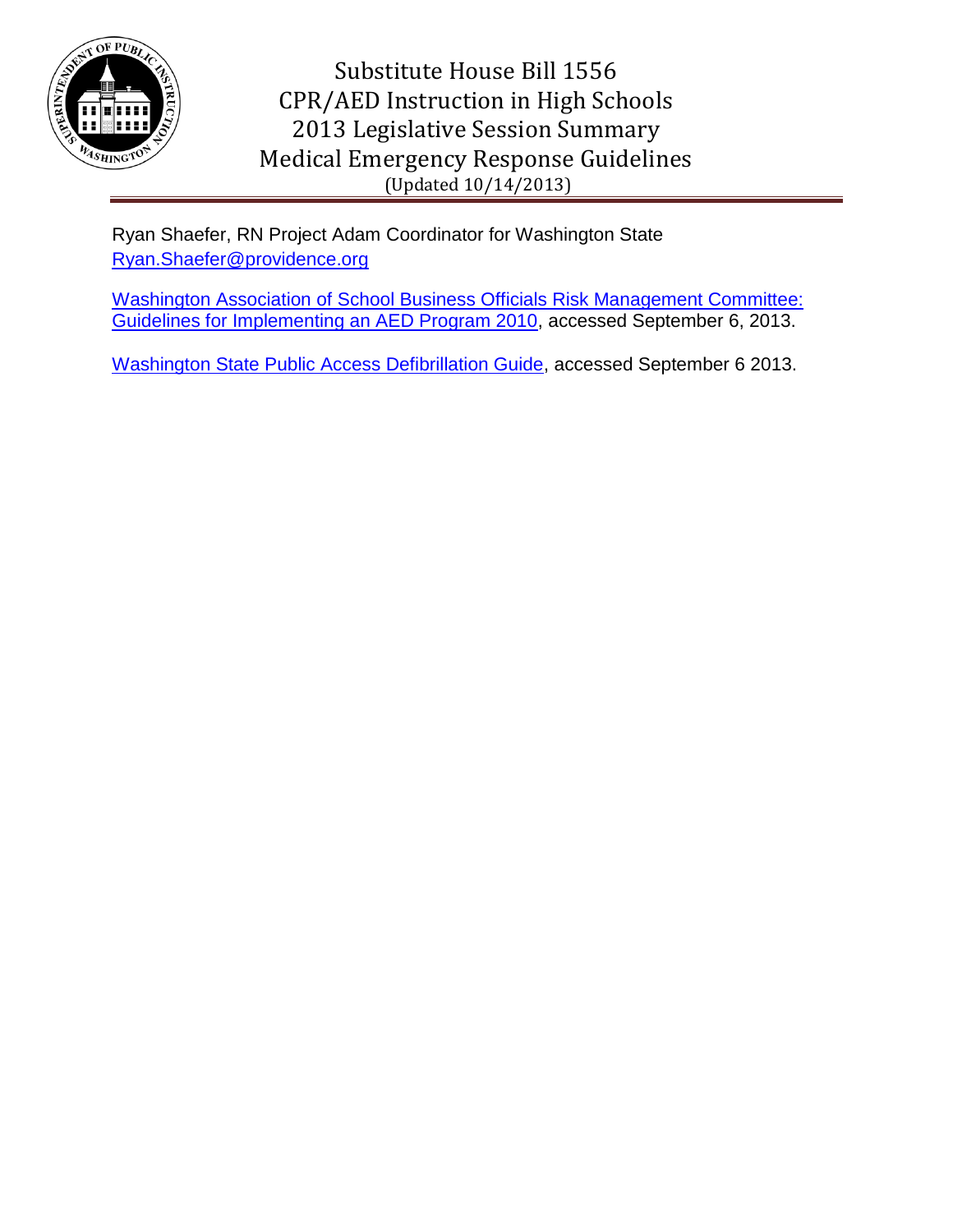Ryan Shaefer, RN Project Adam Coordinator for Washington State
Ryan.Shaefer@providence.org

Washington Association of School Business Officials Risk Management Committee: Guidelines for Implementing an AED Program 2010, accessed September 6, 2013.

Washington State Public Access Defibrillation Guide, accessed September 6 2013.